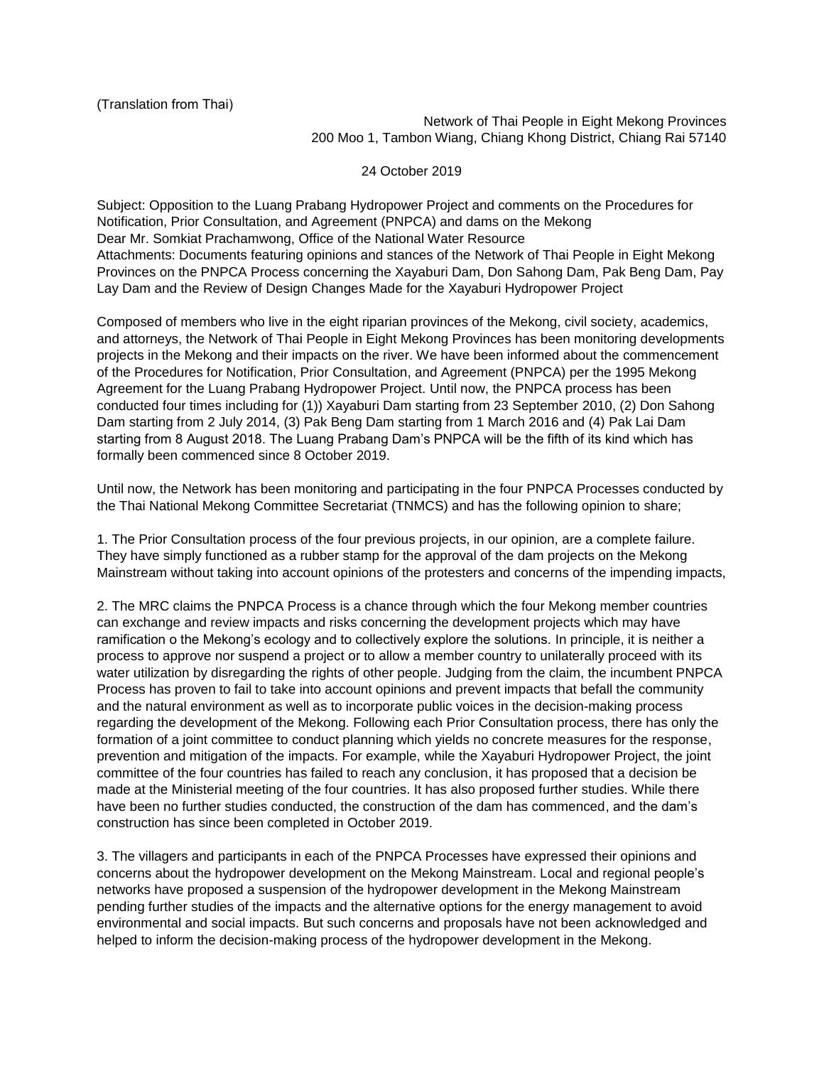(Translation from Thai)

Network of Thai People in Eight Mekong Provinces
200 Moo 1, Tambon Wiang, Chiang Khong District, Chiang Rai 57140

24 October 2019

Subject: Opposition to the Luang Prabang Hydropower Project and comments on the Procedures for Notification, Prior Consultation, and Agreement (PNPCA) and dams on the Mekong
Dear Mr. Somkiat Prachamwong, Office of the National Water Resource
Attachments: Documents featuring opinions and stances of the Network of Thai People in Eight Mekong Provinces on the PNPCA Process concerning the Xayaburi Dam, Don Sahong Dam, Pak Beng Dam, Pay Lay Dam and the Review of Design Changes Made for the Xayaburi Hydropower Project

Composed of members who live in the eight riparian provinces of the Mekong, civil society, academics, and attorneys, the Network of Thai People in Eight Mekong Provinces has been monitoring developments projects in the Mekong and their impacts on the river. We have been informed about the commencement of the Procedures for Notification, Prior Consultation, and Agreement (PNPCA) per the 1995 Mekong Agreement for the Luang Prabang Hydropower Project. Until now, the PNPCA process has been conducted four times including for (1)) Xayaburi Dam starting from 23 September 2010, (2) Don Sahong Dam starting from 2 July 2014, (3) Pak Beng Dam starting from 1 March 2016 and (4) Pak Lai Dam starting from 8 August 2018. The Luang Prabang Dam's PNPCA will be the fifth of its kind which has formally been commenced since 8 October 2019.

Until now, the Network has been monitoring and participating in the four PNPCA Processes conducted by the Thai National Mekong Committee Secretariat (TNMCS) and has the following opinion to share;

1. The Prior Consultation process of the four previous projects, in our opinion, are a complete failure. They have simply functioned as a rubber stamp for the approval of the dam projects on the Mekong Mainstream without taking into account opinions of the protesters and concerns of the impending impacts,

2. The MRC claims the PNPCA Process is a chance through which the four Mekong member countries can exchange and review impacts and risks concerning the development projects which may have ramification o the Mekong's ecology and to collectively explore the solutions. In principle, it is neither a process to approve nor suspend a project or to allow a member country to unilaterally proceed with its water utilization by disregarding the rights of other people. Judging from the claim, the incumbent PNPCA Process has proven to fail to take into account opinions and prevent impacts that befall the community and the natural environment as well as to incorporate public voices in the decision-making process regarding the development of the Mekong. Following each Prior Consultation process, there has only the formation of a joint committee to conduct planning which yields no concrete measures for the response, prevention and mitigation of the impacts. For example, while the Xayaburi Hydropower Project, the joint committee of the four countries has failed to reach any conclusion, it has proposed that a decision be made at the Ministerial meeting of the four countries. It has also proposed further studies. While there have been no further studies conducted, the construction of the dam has commenced, and the dam's construction has since been completed in October 2019.

3. The villagers and participants in each of the PNPCA Processes have expressed their opinions and concerns about the hydropower development on the Mekong Mainstream. Local and regional people's networks have proposed a suspension of the hydropower development in the Mekong Mainstream pending further studies of the impacts and the alternative options for the energy management to avoid environmental and social impacts. But such concerns and proposals have not been acknowledged and helped to inform the decision-making process of the hydropower development in the Mekong.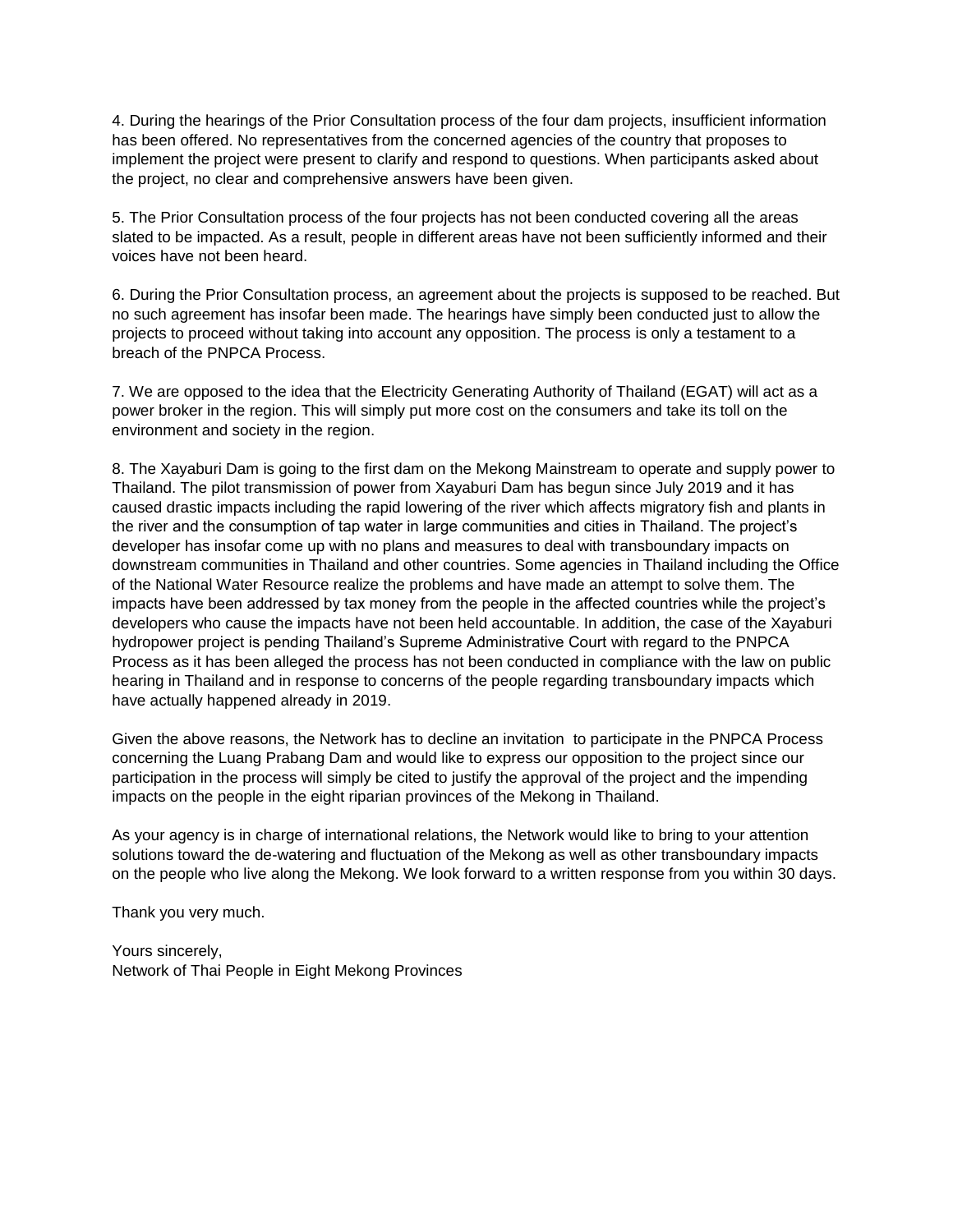4. During the hearings of the Prior Consultation process of the four dam projects, insufficient information has been offered. No representatives from the concerned agencies of the country that proposes to implement the project were present to clarify and respond to questions. When participants asked about the project, no clear and comprehensive answers have been given.

5. The Prior Consultation process of the four projects has not been conducted covering all the areas slated to be impacted. As a result, people in different areas have not been sufficiently informed and their voices have not been heard.

6. During the Prior Consultation process, an agreement about the projects is supposed to be reached. But no such agreement has insofar been made. The hearings have simply been conducted just to allow the projects to proceed without taking into account any opposition. The process is only a testament to a breach of the PNPCA Process.

7. We are opposed to the idea that the Electricity Generating Authority of Thailand (EGAT) will act as a power broker in the region. This will simply put more cost on the consumers and take its toll on the environment and society in the region.

8. The Xayaburi Dam is going to the first dam on the Mekong Mainstream to operate and supply power to Thailand. The pilot transmission of power from Xayaburi Dam has begun since July 2019 and it has caused drastic impacts including the rapid lowering of the river which affects migratory fish and plants in the river and the consumption of tap water in large communities and cities in Thailand. The project's developer has insofar come up with no plans and measures to deal with transboundary impacts on downstream communities in Thailand and other countries. Some agencies in Thailand including the Office of the National Water Resource realize the problems and have made an attempt to solve them. The impacts have been addressed by tax money from the people in the affected countries while the project's developers who cause the impacts have not been held accountable. In addition, the case of the Xayaburi hydropower project is pending Thailand's Supreme Administrative Court with regard to the PNPCA Process as it has been alleged the process has not been conducted in compliance with the law on public hearing in Thailand and in response to concerns of the people regarding transboundary impacts which have actually happened already in 2019.

Given the above reasons, the Network has to decline an invitation to participate in the PNPCA Process concerning the Luang Prabang Dam and would like to express our opposition to the project since our participation in the process will simply be cited to justify the approval of the project and the impending impacts on the people in the eight riparian provinces of the Mekong in Thailand.

As your agency is in charge of international relations, the Network would like to bring to your attention solutions toward the de-watering and fluctuation of the Mekong as well as other transboundary impacts on the people who live along the Mekong. We look forward to a written response from you within 30 days.

Thank you very much.

Yours sincerely,
Network of Thai People in Eight Mekong Provinces